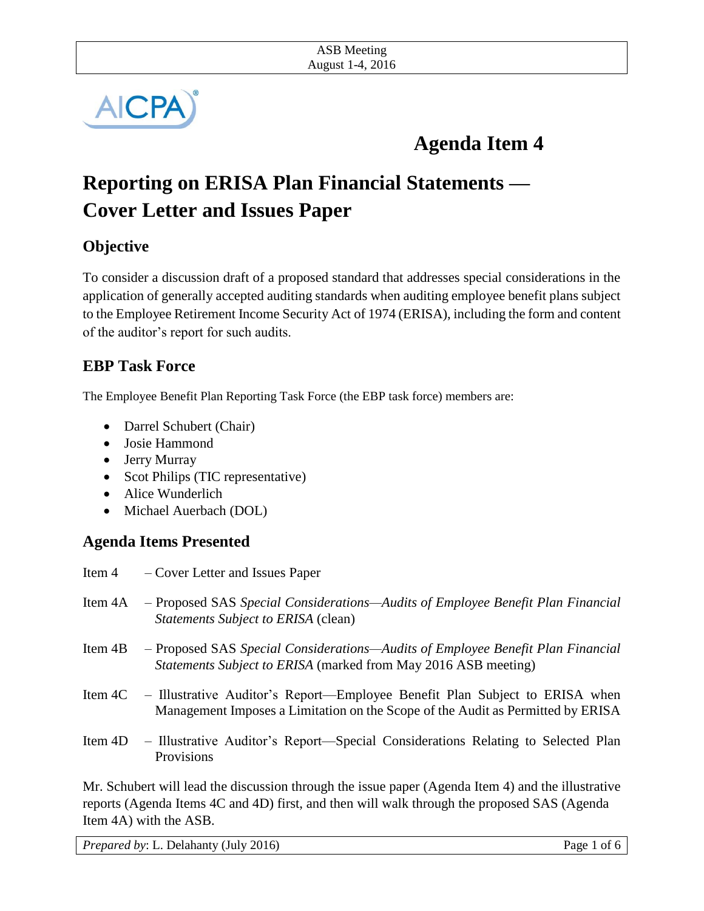ASB Meeting
August 1-4, 2016

AICPA

# Agenda Item 4

# Reporting on ERISA Plan Financial Statements — Cover Letter and Issues Paper

## Objective

To consider a discussion draft of a proposed standard that addresses special considerations in the application of generally accepted auditing standards when auditing employee benefit plans subject to the Employee Retirement Income Security Act of 1974 (ERISA), including the form and content of the auditor's report for such audits.

## EBP Task Force

The Employee Benefit Plan Reporting Task Force (the EBP task force) members are:

- Darrel Schubert (Chair)
- Josie Hammond
- Jerry Murray
- Scot Philips (TIC representative)
- Alice Wunderlich
- Michael Auerbach (DOL)

## Agenda Items Presented

Item 4 – Cover Letter and Issues Paper

Item 4A – Proposed SAS *Special Considerations—Audits of Employee Benefit Plan Financial Statements Subject to ERISA* (clean)

Item 4B – Proposed SAS *Special Considerations—Audits of Employee Benefit Plan Financial Statements Subject to ERISA* (marked from May 2016 ASB meeting)

Item 4C – Illustrative Auditor's Report—Employee Benefit Plan Subject to ERISA when Management Imposes a Limitation on the Scope of the Audit as Permitted by ERISA

Item 4D – Illustrative Auditor's Report—Special Considerations Relating to Selected Plan Provisions

Mr. Schubert will lead the discussion through the issue paper (Agenda Item 4) and the illustrative reports (Agenda Items 4C and 4D) first, and then will walk through the proposed SAS (Agenda Item 4A) with the ASB.

*Prepared by*: L. Delahanty (July 2016)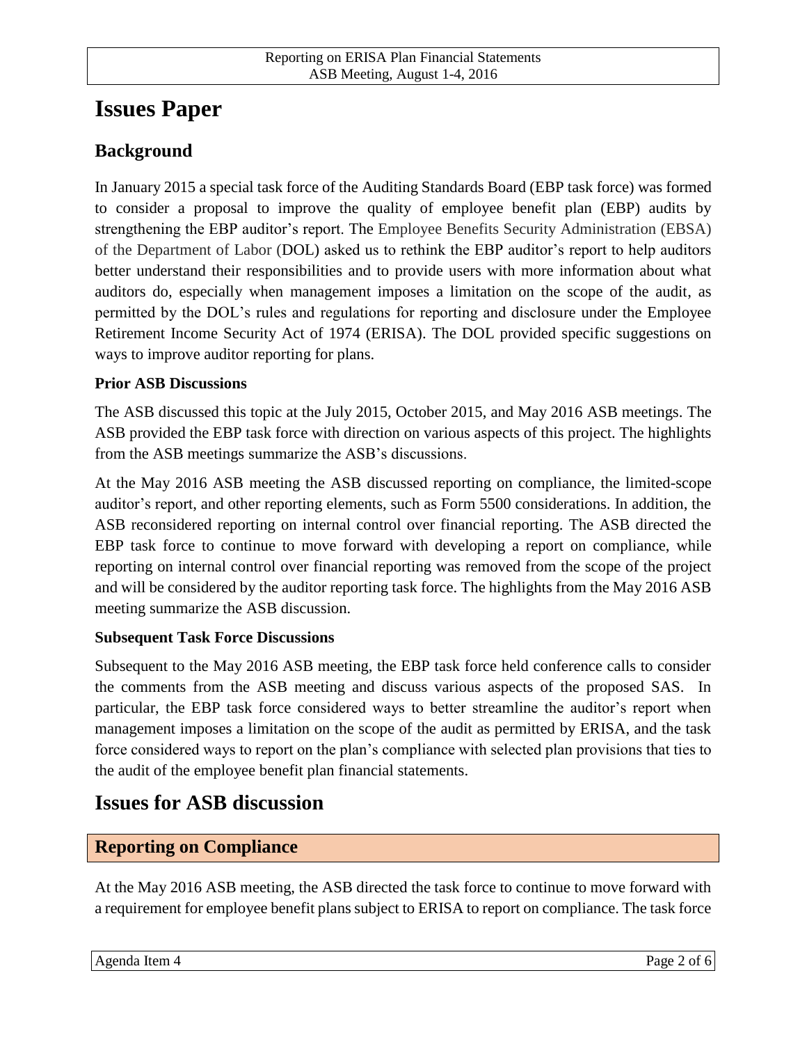# Issues Paper

## Background

In January 2015 a special task force of the Auditing Standards Board (EBP task force) was formed to consider a proposal to improve the quality of employee benefit plan (EBP) audits by strengthening the EBP auditor's report. The Employee Benefits Security Administration (EBSA) of the Department of Labor (DOL) asked us to rethink the EBP auditor's report to help auditors better understand their responsibilities and to provide users with more information about what auditors do, especially when management imposes a limitation on the scope of the audit, as permitted by the DOL's rules and regulations for reporting and disclosure under the Employee Retirement Income Security Act of 1974 (ERISA). The DOL provided specific suggestions on ways to improve auditor reporting for plans.

### Prior ASB Discussions

The ASB discussed this topic at the July 2015, October 2015, and May 2016 ASB meetings. The ASB provided the EBP task force with direction on various aspects of this project. The highlights from the ASB meetings summarize the ASB's discussions.

At the May 2016 ASB meeting the ASB discussed reporting on compliance, the limited-scope auditor's report, and other reporting elements, such as Form 5500 considerations. In addition, the ASB reconsidered reporting on internal control over financial reporting. The ASB directed the EBP task force to continue to move forward with developing a report on compliance, while reporting on internal control over financial reporting was removed from the scope of the project and will be considered by the auditor reporting task force. The highlights from the May 2016 ASB meeting summarize the ASB discussion.

### Subsequent Task Force Discussions

Subsequent to the May 2016 ASB meeting, the EBP task force held conference calls to consider the comments from the ASB meeting and discuss various aspects of the proposed SAS. In particular, the EBP task force considered ways to better streamline the auditor's report when management imposes a limitation on the scope of the audit as permitted by ERISA, and the task force considered ways to report on the plan's compliance with selected plan provisions that ties to the audit of the employee benefit plan financial statements.

# Issues for ASB discussion

## Reporting on Compliance

At the May 2016 ASB meeting, the ASB directed the task force to continue to move forward with a requirement for employee benefit plans subject to ERISA to report on compliance. The task force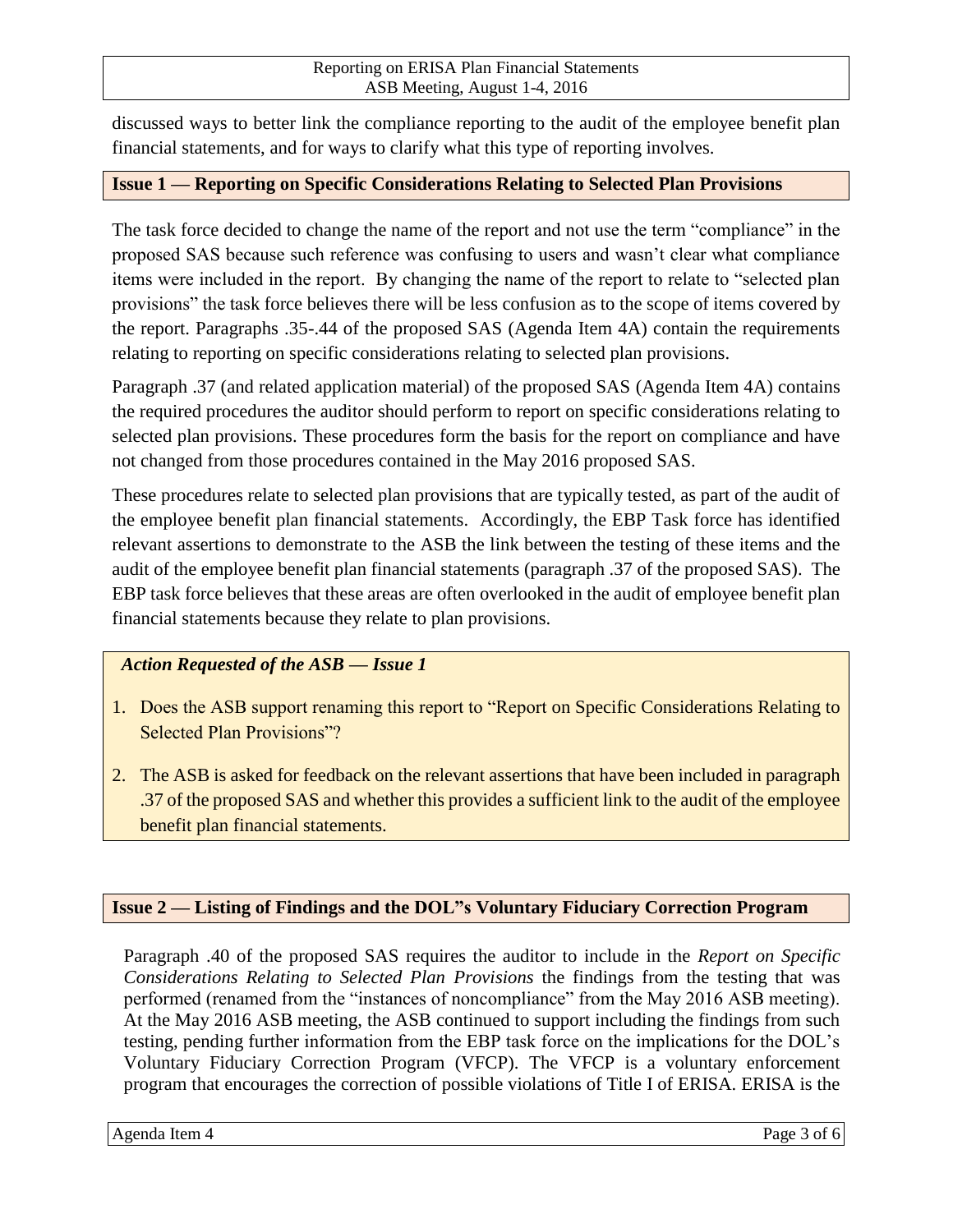discussed ways to better link the compliance reporting to the audit of the employee benefit plan financial statements, and for ways to clarify what this type of reporting involves.

## Issue 1 — Reporting on Specific Considerations Relating to Selected Plan Provisions

The task force decided to change the name of the report and not use the term "compliance" in the proposed SAS because such reference was confusing to users and wasn't clear what compliance items were included in the report. By changing the name of the report to relate to "selected plan provisions" the task force believes there will be less confusion as to the scope of items covered by the report. Paragraphs .35-.44 of the proposed SAS (Agenda Item 4A) contain the requirements relating to reporting on specific considerations relating to selected plan provisions.

Paragraph .37 (and related application material) of the proposed SAS (Agenda Item 4A) contains the required procedures the auditor should perform to report on specific considerations relating to selected plan provisions. These procedures form the basis for the report on compliance and have not changed from those procedures contained in the May 2016 proposed SAS.

These procedures relate to selected plan provisions that are typically tested, as part of the audit of the employee benefit plan financial statements. Accordingly, the EBP Task force has identified relevant assertions to demonstrate to the ASB the link between the testing of these items and the audit of the employee benefit plan financial statements (paragraph .37 of the proposed SAS). The EBP task force believes that these areas are often overlooked in the audit of employee benefit plan financial statements because they relate to plan provisions.

### *Action Requested of the ASB — Issue 1*

1. Does the ASB support renaming this report to "Report on Specific Considerations Relating to Selected Plan Provisions"?
2. The ASB is asked for feedback on the relevant assertions that have been included in paragraph .37 of the proposed SAS and whether this provides a sufficient link to the audit of the employee benefit plan financial statements.

## Issue 2 — Listing of Findings and the DOL"s Voluntary Fiduciary Correction Program

Paragraph .40 of the proposed SAS requires the auditor to include in the *Report on Specific Considerations Relating to Selected Plan Provisions* the findings from the testing that was performed (renamed from the "instances of noncompliance" from the May 2016 ASB meeting). At the May 2016 ASB meeting, the ASB continued to support including the findings from such testing, pending further information from the EBP task force on the implications for the DOL's Voluntary Fiduciary Correction Program (VFCP). The VFCP is a voluntary enforcement program that encourages the correction of possible violations of Title I of ERISA. ERISA is the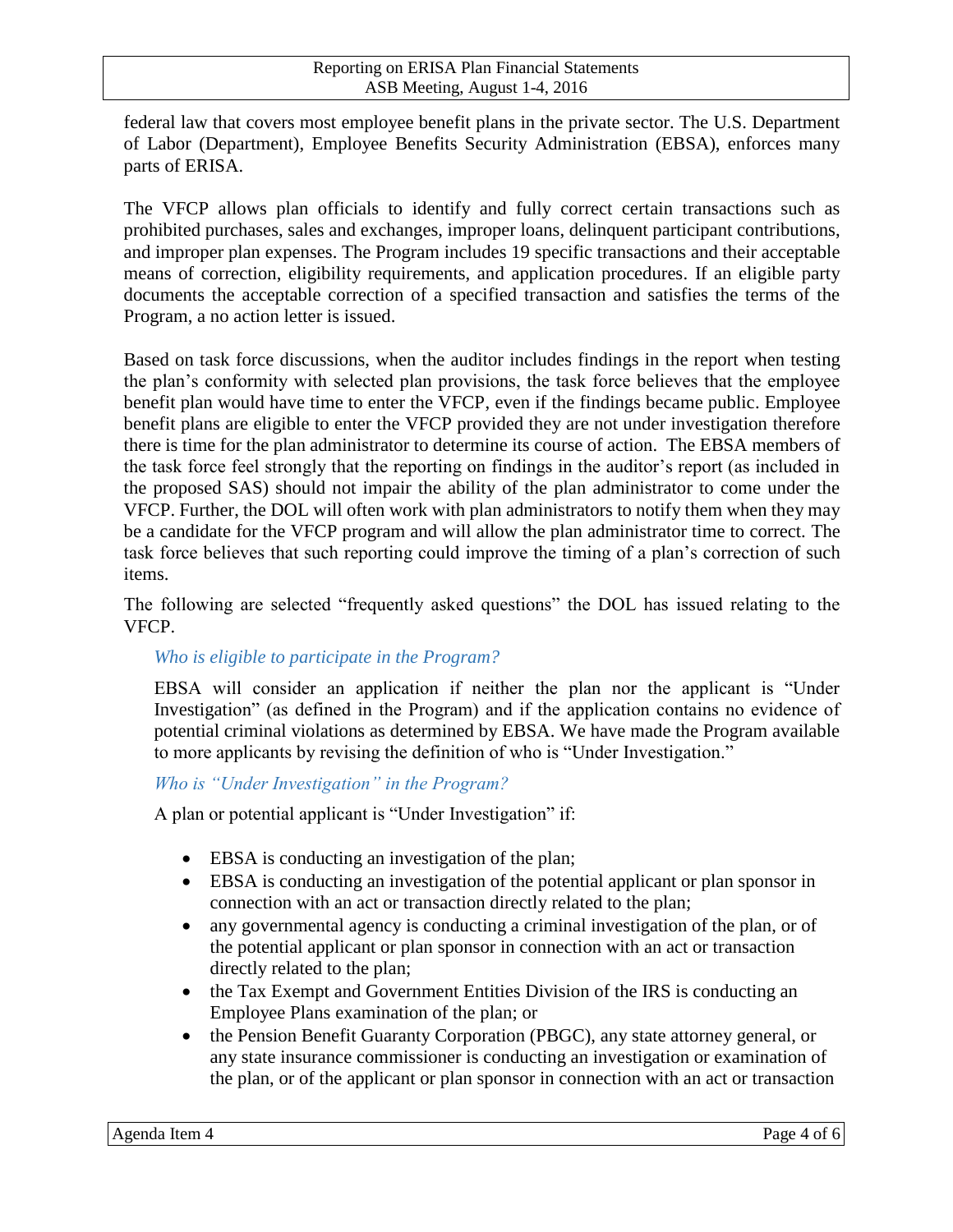federal law that covers most employee benefit plans in the private sector. The U.S. Department of Labor (Department), Employee Benefits Security Administration (EBSA), enforces many parts of ERISA.

The VFCP allows plan officials to identify and fully correct certain transactions such as prohibited purchases, sales and exchanges, improper loans, delinquent participant contributions, and improper plan expenses. The Program includes 19 specific transactions and their acceptable means of correction, eligibility requirements, and application procedures. If an eligible party documents the acceptable correction of a specified transaction and satisfies the terms of the Program, a no action letter is issued.

Based on task force discussions, when the auditor includes findings in the report when testing the plan's conformity with selected plan provisions, the task force believes that the employee benefit plan would have time to enter the VFCP, even if the findings became public. Employee benefit plans are eligible to enter the VFCP provided they are not under investigation therefore there is time for the plan administrator to determine its course of action. The EBSA members of the task force feel strongly that the reporting on findings in the auditor's report (as included in the proposed SAS) should not impair the ability of the plan administrator to come under the VFCP. Further, the DOL will often work with plan administrators to notify them when they may be a candidate for the VFCP program and will allow the plan administrator time to correct. The task force believes that such reporting could improve the timing of a plan's correction of such items.

The following are selected "frequently asked questions" the DOL has issued relating to the VFCP.

> *Who is eligible to participate in the Program?*
>
> EBSA will consider an application if neither the plan nor the applicant is "Under Investigation" (as defined in the Program) and if the application contains no evidence of potential criminal violations as determined by EBSA. We have made the Program available to more applicants by revising the definition of who is "Under Investigation."
>
> *Who is "Under Investigation" in the Program?*
>
> A plan or potential applicant is "Under Investigation" if:
>
> - EBSA is conducting an investigation of the plan;
> - EBSA is conducting an investigation of the potential applicant or plan sponsor in connection with an act or transaction directly related to the plan;
> - any governmental agency is conducting a criminal investigation of the plan, or of the potential applicant or plan sponsor in connection with an act or transaction directly related to the plan;
> - the Tax Exempt and Government Entities Division of the IRS is conducting an Employee Plans examination of the plan; or
> - the Pension Benefit Guaranty Corporation (PBGC), any state attorney general, or any state insurance commissioner is conducting an investigation or examination of the plan, or of the applicant or plan sponsor in connection with an act or transaction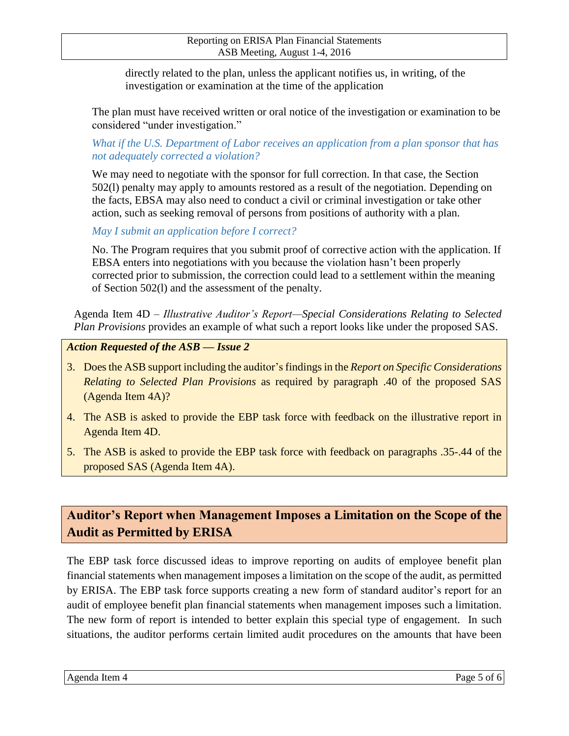directly related to the plan, unless the applicant notifies us, in writing, of the investigation or examination at the time of the application

The plan must have received written or oral notice of the investigation or examination to be considered "under investigation."

*What if the U.S. Department of Labor receives an application from a plan sponsor that has not adequately corrected a violation?*

We may need to negotiate with the sponsor for full correction. In that case, the Section 502(l) penalty may apply to amounts restored as a result of the negotiation. Depending on the facts, EBSA may also need to conduct a civil or criminal investigation or take other action, such as seeking removal of persons from positions of authority with a plan.

*May I submit an application before I correct?*

No. The Program requires that you submit proof of corrective action with the application. If EBSA enters into negotiations with you because the violation hasn't been properly corrected prior to submission, the correction could lead to a settlement within the meaning of Section 502(l) and the assessment of the penalty.

Agenda Item 4D – *Illustrative Auditor's Report—Special Considerations Relating to Selected Plan Provisions* provides an example of what such a report looks like under the proposed SAS.

***Action Requested of the ASB — Issue 2***

3. Does the ASB support including the auditor's findings in the *Report on Specific Considerations Relating to Selected Plan Provisions* as required by paragraph .40 of the proposed SAS (Agenda Item 4A)?
4. The ASB is asked to provide the EBP task force with feedback on the illustrative report in Agenda Item 4D.
5. The ASB is asked to provide the EBP task force with feedback on paragraphs .35-.44 of the proposed SAS (Agenda Item 4A).

## Auditor's Report when Management Imposes a Limitation on the Scope of the Audit as Permitted by ERISA

The EBP task force discussed ideas to improve reporting on audits of employee benefit plan financial statements when management imposes a limitation on the scope of the audit, as permitted by ERISA. The EBP task force supports creating a new form of standard auditor's report for an audit of employee benefit plan financial statements when management imposes such a limitation. The new form of report is intended to better explain this special type of engagement. In such situations, the auditor performs certain limited audit procedures on the amounts that have been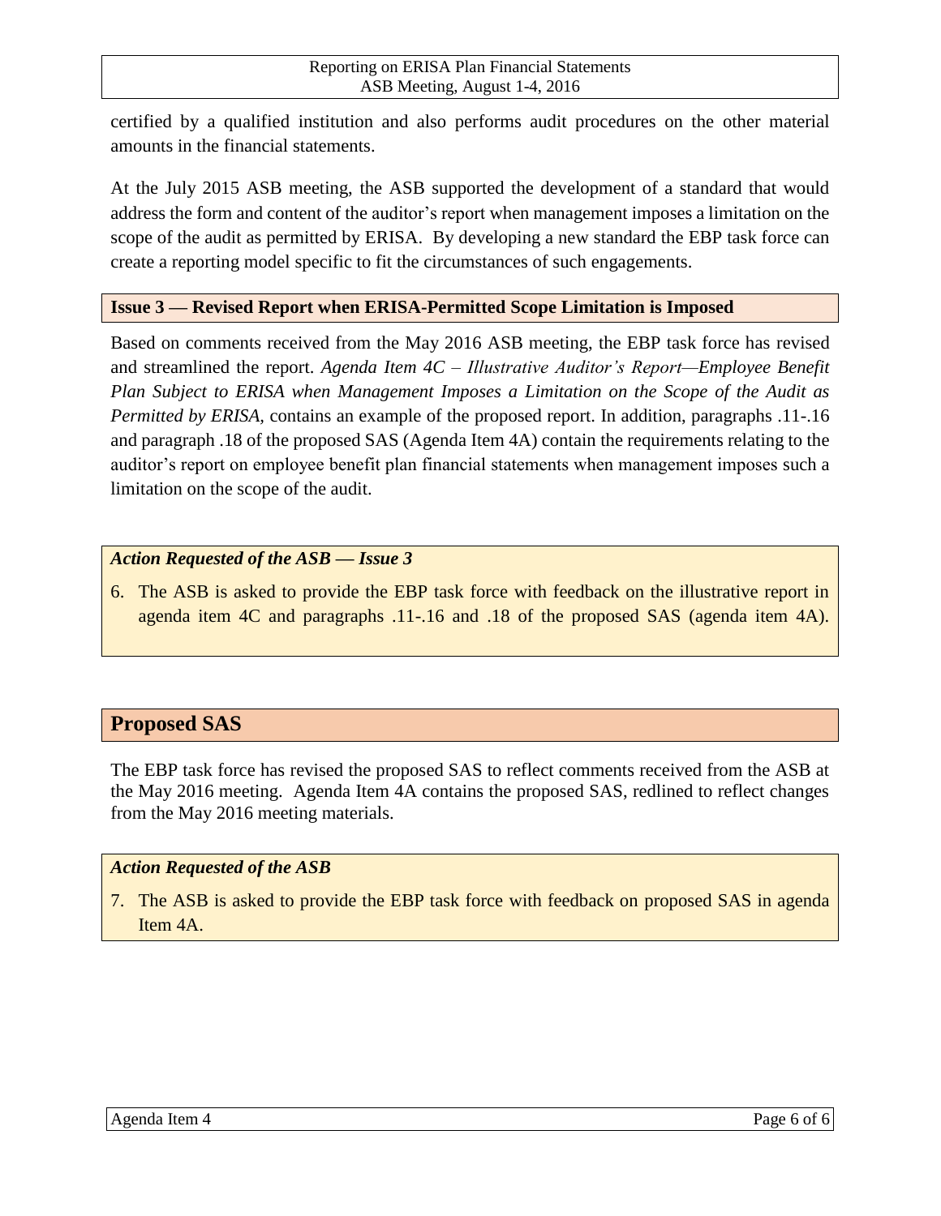certified by a qualified institution and also performs audit procedures on the other material amounts in the financial statements.

At the July 2015 ASB meeting, the ASB supported the development of a standard that would address the form and content of the auditor's report when management imposes a limitation on the scope of the audit as permitted by ERISA. By developing a new standard the EBP task force can create a reporting model specific to fit the circumstances of such engagements.

**Issue 3 — Revised Report when ERISA-Permitted Scope Limitation is Imposed**

Based on comments received from the May 2016 ASB meeting, the EBP task force has revised and streamlined the report. *Agenda Item 4C – Illustrative Auditor's Report—Employee Benefit Plan Subject to ERISA when Management Imposes a Limitation on the Scope of the Audit as Permitted by ERISA,* contains an example of the proposed report. In addition, paragraphs .11-.16 and paragraph .18 of the proposed SAS (Agenda Item 4A) contain the requirements relating to the auditor's report on employee benefit plan financial statements when management imposes such a limitation on the scope of the audit.

***Action Requested of the ASB — Issue 3***

6. The ASB is asked to provide the EBP task force with feedback on the illustrative report in agenda item 4C and paragraphs .11-.16 and .18 of the proposed SAS (agenda item 4A).

## Proposed SAS

The EBP task force has revised the proposed SAS to reflect comments received from the ASB at the May 2016 meeting. Agenda Item 4A contains the proposed SAS, redlined to reflect changes from the May 2016 meeting materials.

***Action Requested of the ASB***

7. The ASB is asked to provide the EBP task force with feedback on proposed SAS in agenda Item 4A.